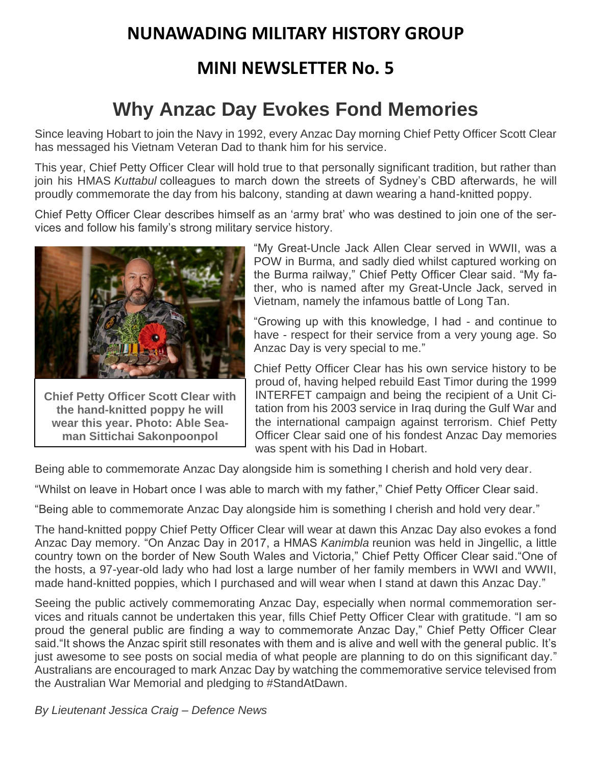## NUNAWADING MILITARY HISTORY GROUP

## MINI NEWSLETTER No. 5

# Why Anzac Day Evokes Fond Memories

Since leaving Hobart to join the Navy in 1992, every Anzac Day morning Chief Petty Officer Scott Clear has messaged his Vietnam Veteran Dad to thank him for his service.

This year, Chief Petty Officer Clear will hold true to that personally significant tradition, but rather than join his HMAS *Kuttabul* colleagues to march down the streets of Sydney's CBD afterwards, he will proudly commemorate the day from his balcony, standing at dawn wearing a hand-knitted poppy.

Chief Petty Officer Clear describes himself as an 'army brat' who was destined to join one of the services and follow his family's strong military service history.

**Chief Petty Officer Scott Clear with the hand-knitted poppy he will wear this year. Photo: Able Seaman Sittichai Sakonpoonpol**

"My Great-Uncle Jack Allen Clear served in WWII, was a POW in Burma, and sadly died whilst captured working on the Burma railway," Chief Petty Officer Clear said. "My father, who is named after my Great-Uncle Jack, served in Vietnam, namely the infamous battle of Long Tan.

"Growing up with this knowledge, I had - and continue to have - respect for their service from a very young age. So Anzac Day is very special to me."

Chief Petty Officer Clear has his own service history to be proud of, having helped rebuild East Timor during the 1999 INTERFET campaign and being the recipient of a Unit Citation from his 2003 service in Iraq during the Gulf War and the international campaign against terrorism. Chief Petty Officer Clear said one of his fondest Anzac Day memories was spent with his Dad in Hobart.

Being able to commemorate Anzac Day alongside him is something I cherish and hold very dear.

"Whilst on leave in Hobart once I was able to march with my father," Chief Petty Officer Clear said.

"Being able to commemorate Anzac Day alongside him is something I cherish and hold very dear."

The hand-knitted poppy Chief Petty Officer Clear will wear at dawn this Anzac Day also evokes a fond Anzac Day memory. "On Anzac Day in 2017, a HMAS *Kanimbla* reunion was held in Jingellic, a little country town on the border of New South Wales and Victoria," Chief Petty Officer Clear said."One of the hosts, a 97-year-old lady who had lost a large number of her family members in WWI and WWII, made hand-knitted poppies, which I purchased and will wear when I stand at dawn this Anzac Day."

Seeing the public actively commemorating Anzac Day, especially when normal commemoration services and rituals cannot be undertaken this year, fills Chief Petty Officer Clear with gratitude. "I am so proud the general public are finding a way to commemorate Anzac Day," Chief Petty Officer Clear said."It shows the Anzac spirit still resonates with them and is alive and well with the general public. It's just awesome to see posts on social media of what people are planning to do on this significant day." Australians are encouraged to mark Anzac Day by watching the commemorative service televised from the Australian War Memorial and pledging to #StandAtDawn.

*By Lieutenant Jessica Craig – Defence News*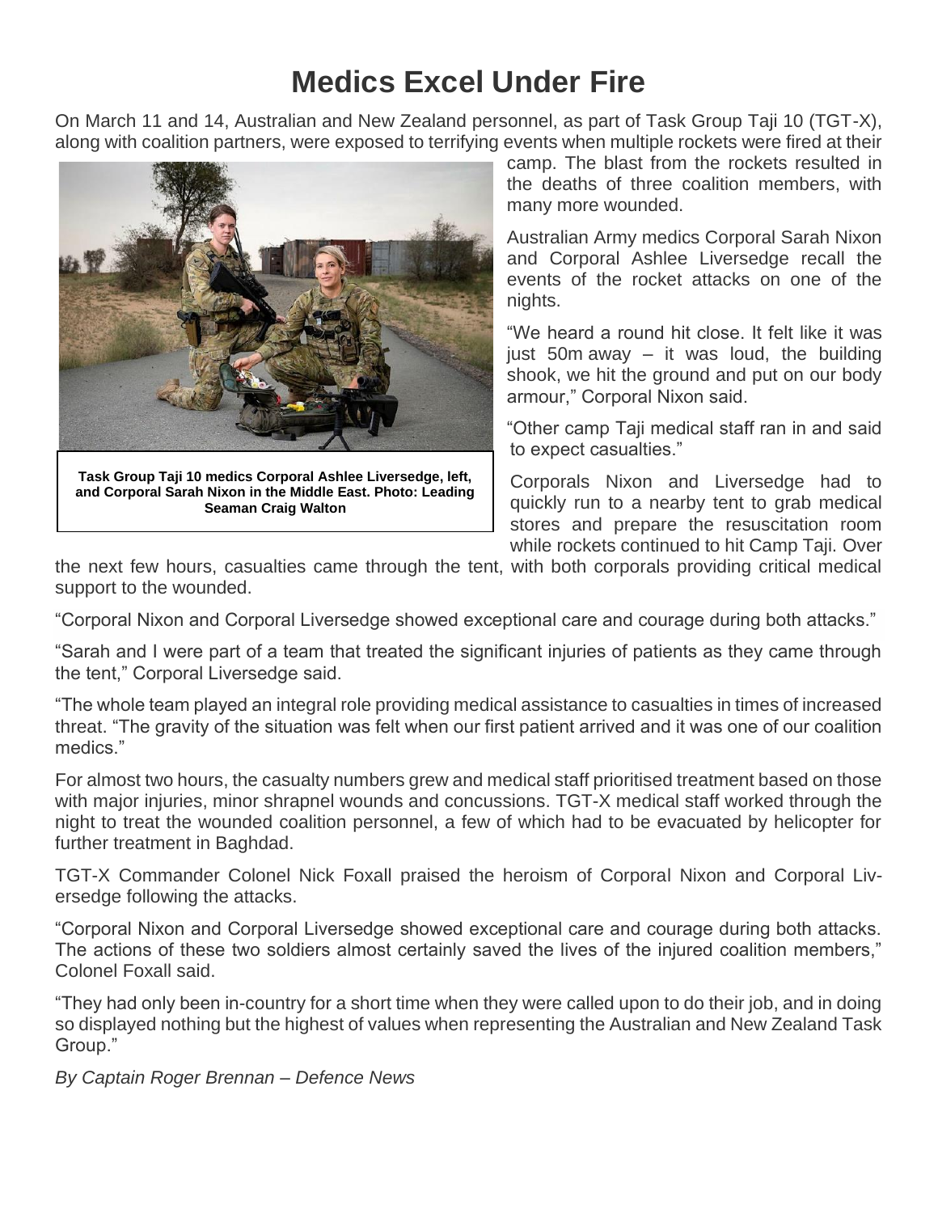# Medics Excel Under Fire

On March 11 and 14, Australian and New Zealand personnel, as part of Task Group Taji 10 (TGT-X), along with coalition partners, were exposed to terrifying events when multiple rockets were fired at their camp. The blast from the rockets resulted in the deaths of three coalition members, with many more wounded.

**Task Group Taji 10 medics Corporal Ashlee Liversedge, left, and Corporal Sarah Nixon in the Middle East. Photo: Leading Seaman Craig Walton**

Australian Army medics Corporal Sarah Nixon and Corporal Ashlee Liversedge recall the events of the rocket attacks on one of the nights.

"We heard a round hit close. It felt like it was just 50m away – it was loud, the building shook, we hit the ground and put on our body armour," Corporal Nixon said.

"Other camp Taji medical staff ran in and said to expect casualties."

Corporals Nixon and Liversedge had to quickly run to a nearby tent to grab medical stores and prepare the resuscitation room while rockets continued to hit Camp Taji. Over the next few hours, casualties came through the tent, with both corporals providing critical medical support to the wounded.

"Corporal Nixon and Corporal Liversedge showed exceptional care and courage during both attacks."

"Sarah and I were part of a team that treated the significant injuries of patients as they came through the tent," Corporal Liversedge said.

"The whole team played an integral role providing medical assistance to casualties in times of increased threat. "The gravity of the situation was felt when our first patient arrived and it was one of our coalition medics."

For almost two hours, the casualty numbers grew and medical staff prioritised treatment based on those with major injuries, minor shrapnel wounds and concussions. TGT-X medical staff worked through the night to treat the wounded coalition personnel, a few of which had to be evacuated by helicopter for further treatment in Baghdad.

TGT-X Commander Colonel Nick Foxall praised the heroism of Corporal Nixon and Corporal Liversedge following the attacks.

"Corporal Nixon and Corporal Liversedge showed exceptional care and courage during both attacks. The actions of these two soldiers almost certainly saved the lives of the injured coalition members," Colonel Foxall said.

"They had only been in-country for a short time when they were called upon to do their job, and in doing so displayed nothing but the highest of values when representing the Australian and New Zealand Task Group."

*By Captain Roger Brennan – Defence News*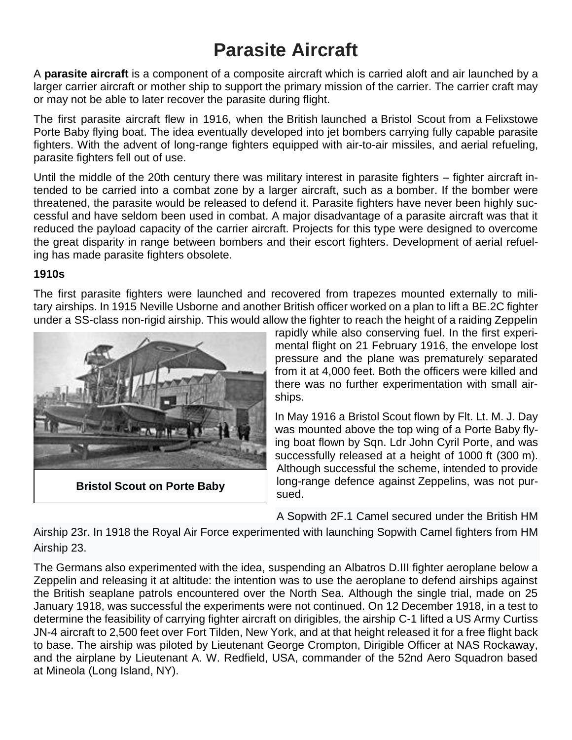# Parasite Aircraft

A **parasite aircraft** is a component of a composite aircraft which is carried aloft and air launched by a larger carrier aircraft or mother ship to support the primary mission of the carrier. The carrier craft may or may not be able to later recover the parasite during flight.

The first parasite aircraft flew in 1916, when the British launched a Bristol Scout from a Felixstowe Porte Baby flying boat. The idea eventually developed into jet bombers carrying fully capable parasite fighters. With the advent of long-range fighters equipped with air-to-air missiles, and aerial refueling, parasite fighters fell out of use.

Until the middle of the 20th century there was military interest in parasite fighters – fighter aircraft intended to be carried into a combat zone by a larger aircraft, such as a bomber. If the bomber were threatened, the parasite would be released to defend it. Parasite fighters have never been highly successful and have seldom been used in combat. A major disadvantage of a parasite aircraft was that it reduced the payload capacity of the carrier aircraft. Projects for this type were designed to overcome the great disparity in range between bombers and their escort fighters. Development of aerial refueling has made parasite fighters obsolete.

### 1910s

The first parasite fighters were launched and recovered from trapezes mounted externally to military airships. In 1915 Neville Usborne and another British officer worked on a plan to lift a BE.2C fighter under a SS-class non-rigid airship. This would allow the fighter to reach the height of a raiding Zeppelin rapidly while also conserving fuel. In the first experimental flight on 21 February 1916, the envelope lost pressure and the plane was prematurely separated from it at 4,000 feet. Both the officers were killed and there was no further experimentation with small airships.

Bristol Scout on Porte Baby

In May 1916 a Bristol Scout flown by Flt. Lt. M. J. Day was mounted above the top wing of a Porte Baby flying boat flown by Sqn. Ldr John Cyril Porte, and was successfully released at a height of 1000 ft (300 m). Although successful the scheme, intended to provide long-range defence against Zeppelins, was not pursued.

A Sopwith 2F.1 Camel secured under the British HM Airship 23r. In 1918 the Royal Air Force experimented with launching Sopwith Camel fighters from HM Airship 23.

The Germans also experimented with the idea, suspending an Albatros D.III fighter aeroplane below a Zeppelin and releasing it at altitude: the intention was to use the aeroplane to defend airships against the British seaplane patrols encountered over the North Sea. Although the single trial, made on 25 January 1918, was successful the experiments were not continued. On 12 December 1918, in a test to determine the feasibility of carrying fighter aircraft on dirigibles, the airship C-1 lifted a US Army Curtiss JN-4 aircraft to 2,500 feet over Fort Tilden, New York, and at that height released it for a free flight back to base. The airship was piloted by Lieutenant George Crompton, Dirigible Officer at NAS Rockaway, and the airplane by Lieutenant A. W. Redfield, USA, commander of the 52nd Aero Squadron based at Mineola (Long Island, NY).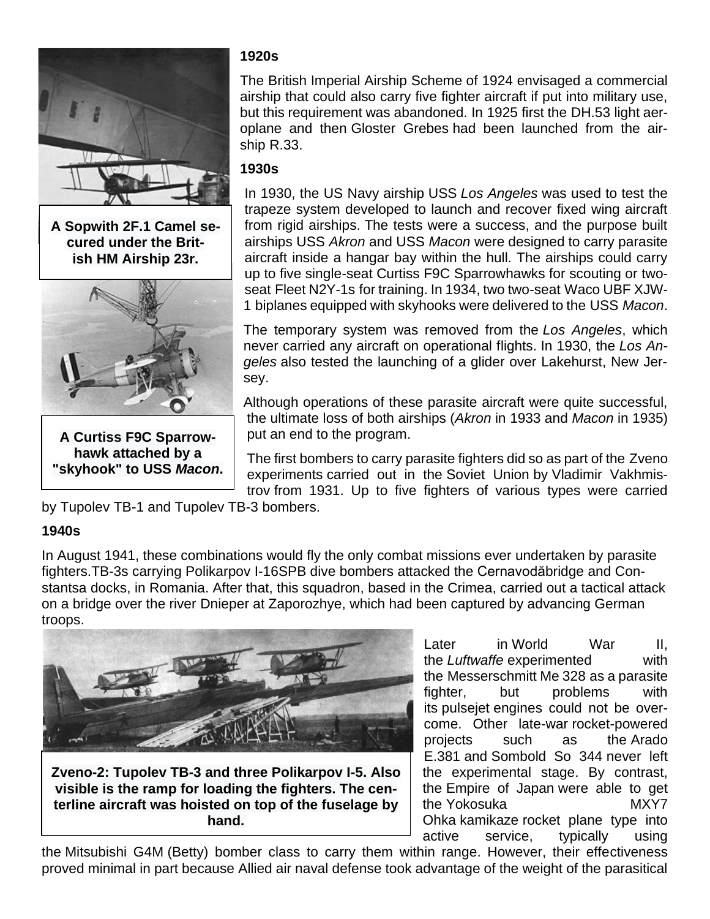## 1920s

The British Imperial Airship Scheme of 1924 envisaged a commercial airship that could also carry five fighter aircraft if put into military use, but this requirement was abandoned. In 1925 first the DH.53 light aeroplane and then Gloster Grebes had been launched from the airship R.33.

A Sopwith 2F.1 Camel secured under the British HM Airship 23r.

## 1930s

In 1930, the US Navy airship USS *Los Angeles* was used to test the trapeze system developed to launch and recover fixed wing aircraft from rigid airships. The tests were a success, and the purpose built airships USS *Akron* and USS *Macon* were designed to carry parasite aircraft inside a hangar bay within the hull. The airships could carry up to five single-seat Curtiss F9C Sparrowhawks for scouting or two-seat Fleet N2Y-1s for training. In 1934, two two-seat Waco UBF XJW-1 biplanes equipped with skyhooks were delivered to the USS *Macon*.

The temporary system was removed from the *Los Angeles*, which never carried any aircraft on operational flights. In 1930, the *Los Angeles* also tested the launching of a glider over Lakehurst, New Jersey.

A Curtiss F9C Sparrowhawk attached by a "skyhook" to USS *Macon*.

Although operations of these parasite aircraft were quite successful, the ultimate loss of both airships (*Akron* in 1933 and *Macon* in 1935) put an end to the program.

The first bombers to carry parasite fighters did so as part of the Zveno experiments carried out in the Soviet Union by Vladimir Vakhmistrov from 1931. Up to five fighters of various types were carried by Tupolev TB-1 and Tupolev TB-3 bombers.

## 1940s

In August 1941, these combinations would fly the only combat missions ever undertaken by parasite fighters.TB-3s carrying Polikarpov I-16SPB dive bombers attacked the Cernavodăbridge and Constantsa docks, in Romania. After that, this squadron, based in the Crimea, carried out a tactical attack on a bridge over the river Dnieper at Zaporozhye, which had been captured by advancing German troops.

Zveno-2: Tupolev TB-3 and three Polikarpov I-5. Also visible is the ramp for loading the fighters. The centerline aircraft was hoisted on top of the fuselage by hand.

Later in World War II, the *Luftwaffe* experimented with the Messerschmitt Me 328 as a parasite fighter, but problems with its pulsejet engines could not be overcome. Other late-war rocket-powered projects such as the Arado E.381 and Sombold So 344 never left the experimental stage. By contrast, the Empire of Japan were able to get the Yokosuka MXY7 Ohka kamikaze rocket plane type into active service, typically using the Mitsubishi G4M (Betty) bomber class to carry them within range. However, their effectiveness proved minimal in part because Allied air naval defense took advantage of the weight of the parasitical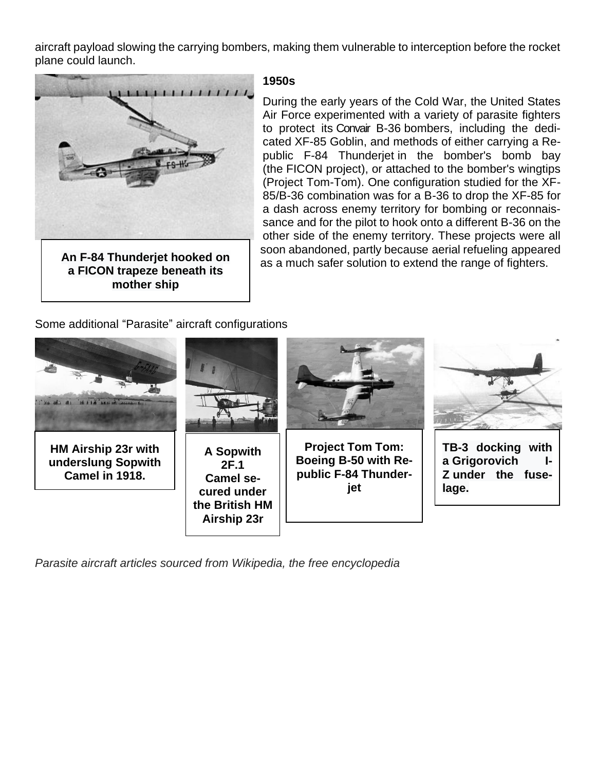aircraft payload slowing the carrying bombers, making them vulnerable to interception before the rocket plane could launch.

**An F-84 Thunderjet hooked on a FICON trapeze beneath its mother ship**

**1950s**

During the early years of the Cold War, the United States Air Force experimented with a variety of parasite fighters to protect its Convair B-36 bombers, including the dedicated XF-85 Goblin, and methods of either carrying a Republic F-84 Thunderjet in the bomber's bomb bay (the FICON project), or attached to the bomber's wingtips (Project Tom-Tom). One configuration studied for the XF-85/B-36 combination was for a B-36 to drop the XF-85 for a dash across enemy territory for bombing or reconnaissance and for the pilot to hook onto a different B-36 on the other side of the enemy territory. These projects were all soon abandoned, partly because aerial refueling appeared as a much safer solution to extend the range of fighters.

Some additional "Parasite" aircraft configurations

**HM Airship 23r with underslung Sopwith Camel in 1918.**

**A Sopwith 2F.1 Camel secured under the British HM Airship 23r**

**Project Tom Tom: Boeing B-50 with Republic F-84 Thunderjet**

**TB-3 docking with a Grigorovich I-Z under the fuselage.**

*Parasite aircraft articles sourced from Wikipedia, the free encyclopedia*